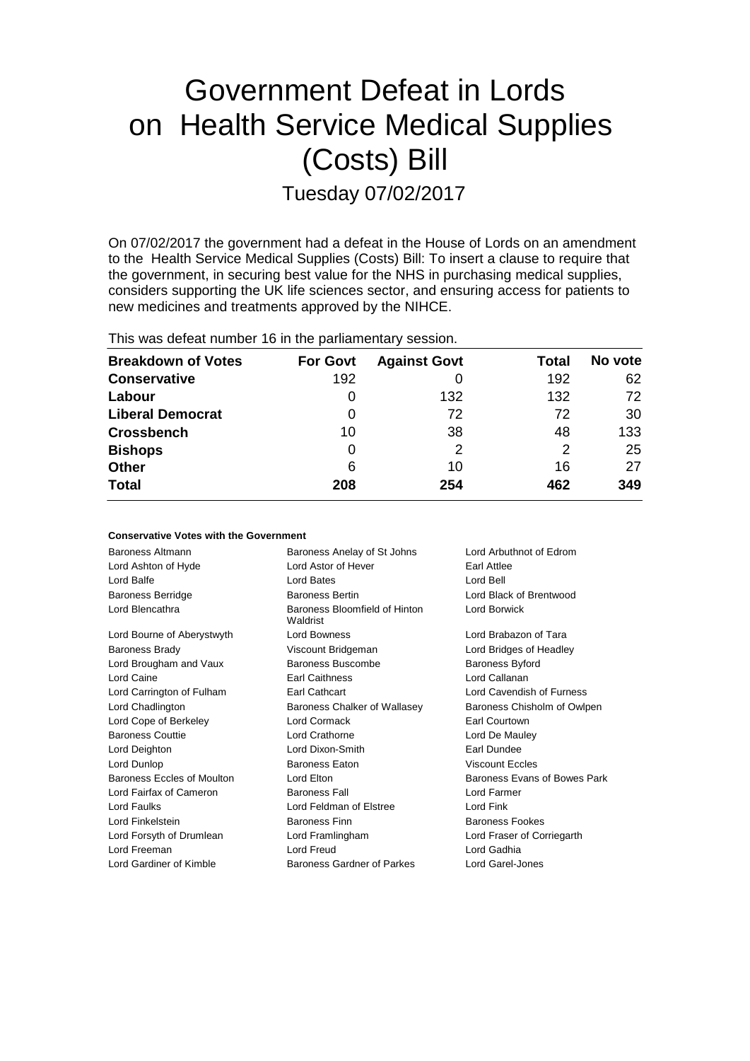# Government Defeat in Lords on Health Service Medical Supplies (Costs) Bill

## Tuesday 07/02/2017

On 07/02/2017 the government had a defeat in the House of Lords on an amendment to the Health Service Medical Supplies (Costs) Bill: To insert a clause to require that the government, in securing best value for the NHS in purchasing medical supplies, considers supporting the UK life sciences sector, and ensuring access for patients to new medicines and treatments approved by the NIHCE.

This was defeat number 16 in the parliamentary session.

| Breakdown of Votes | For Govt | Against Govt | Total | No vote |
|---|---|---|---|---|
| Conservative | 192 | 0 | 192 | 62 |
| Labour | 0 | 132 | 132 | 72 |
| Liberal Democrat | 0 | 72 | 72 | 30 |
| Crossbench | 10 | 38 | 48 | 133 |
| Bishops | 0 | 2 | 2 | 25 |
| Other | 6 | 10 | 16 | 27 |
| **Total** | **208** | **254** | **462** | **349** |

### Conservative Votes with the Government

| | | |
|---|---|---|
| Baroness Altmann | Baroness Anelay of St Johns | Lord Arbuthnot of Edrom |
| Lord Ashton of Hyde | Lord Astor of Hever | Earl Attlee |
| Lord Balfe | Lord Bates | Lord Bell |
| Baroness Berridge | Baroness Bertin | Lord Black of Brentwood |
| Lord Blencathra | Baroness Bloomfield of Hinton Waldrist | Lord Borwick |
| Lord Bourne of Aberystwyth | Lord Bowness | Lord Brabazon of Tara |
| Baroness Brady | Viscount Bridgeman | Lord Bridges of Headley |
| Lord Brougham and Vaux | Baroness Buscombe | Baroness Byford |
| Lord Caine | Earl Caithness | Lord Callanan |
| Lord Carrington of Fulham | Earl Cathcart | Lord Cavendish of Furness |
| Lord Chadlington | Baroness Chalker of Wallasey | Baroness Chisholm of Owlpen |
| Lord Cope of Berkeley | Lord Cormack | Earl Courtown |
| Baroness Couttie | Lord Crathorne | Lord De Mauley |
| Lord Deighton | Lord Dixon-Smith | Earl Dundee |
| Lord Dunlop | Baroness Eaton | Viscount Eccles |
| Baroness Eccles of Moulton | Lord Elton | Baroness Evans of Bowes Park |
| Lord Fairfax of Cameron | Baroness Fall | Lord Farmer |
| Lord Faulks | Lord Feldman of Elstree | Lord Fink |
| Lord Finkelstein | Baroness Finn | Baroness Fookes |
| Lord Forsyth of Drumlean | Lord Framlingham | Lord Fraser of Corriegarth |
| Lord Freeman | Lord Freud | Lord Gadhia |
| Lord Gardiner of Kimble | Baroness Gardner of Parkes | Lord Garel-Jones |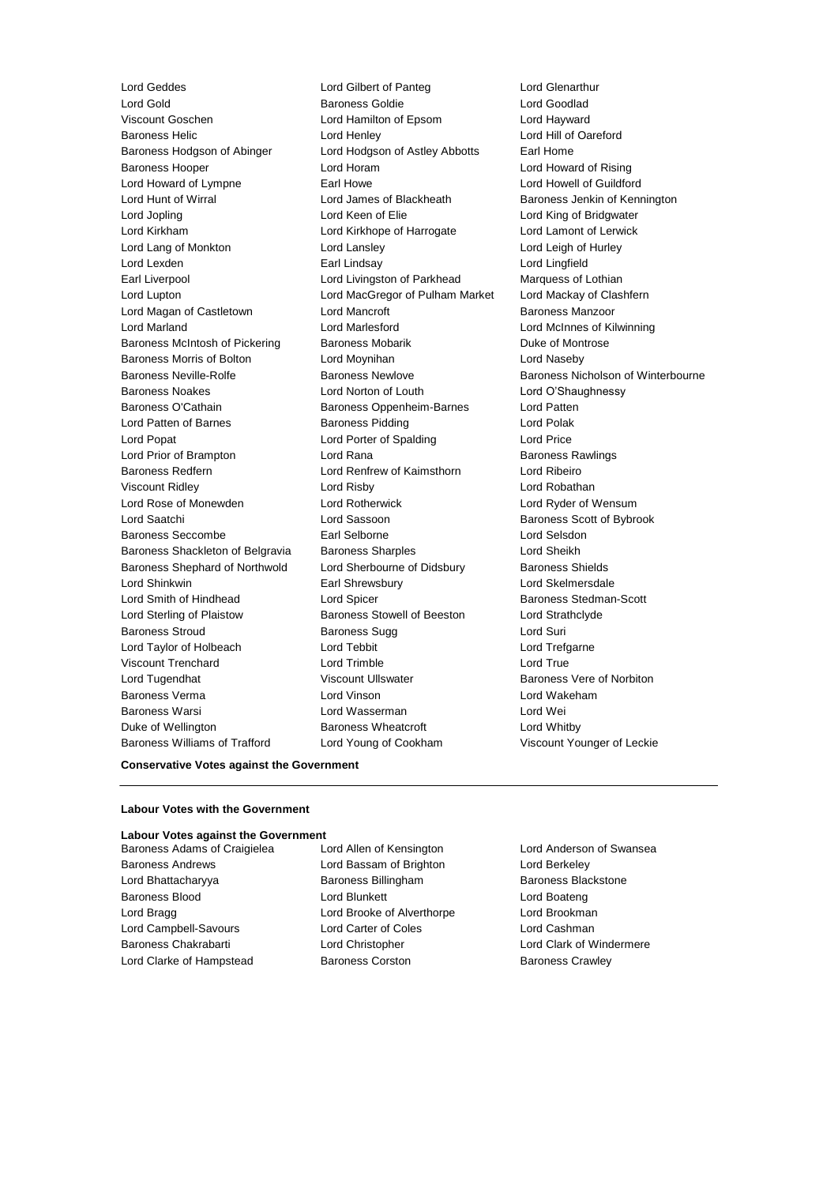Lord Geddes
Lord Gilbert of Panteg
Lord Glenarthur
Lord Gold
Baroness Goldie
Lord Goodlad
Viscount Goschen
Lord Hamilton of Epsom
Lord Hayward
Baroness Helic
Lord Henley
Lord Hill of Oareford
Baroness Hodgson of Abinger
Lord Hodgson of Astley Abbotts
Earl Home
Baroness Hooper
Lord Horam
Lord Howard of Rising
Lord Howard of Lympne
Earl Howe
Lord Howell of Guildford
Lord Hunt of Wirral
Lord James of Blackheath
Baroness Jenkin of Kennington
Lord Jopling
Lord Keen of Elie
Lord King of Bridgwater
Lord Kirkham
Lord Kirkhope of Harrogate
Lord Lamont of Lerwick
Lord Lang of Monkton
Lord Lansley
Lord Leigh of Hurley
Lord Lexden
Earl Lindsay
Lord Lingfield
Earl Liverpool
Lord Livingston of Parkhead
Marquess of Lothian
Lord Lupton
Lord MacGregor of Pulham Market
Lord Mackay of Clashfern
Lord Magan of Castletown
Lord Mancroft
Baroness Manzoor
Lord Marland
Lord Marlesford
Lord McInnes of Kilwinning
Baroness McIntosh of Pickering
Baroness Mobarik
Duke of Montrose
Baroness Morris of Bolton
Lord Moynihan
Lord Naseby
Baroness Neville-Rolfe
Baroness Newlove
Baroness Nicholson of Winterbourne
Baroness Noakes
Lord Norton of Louth
Lord O'Shaughnessy
Baroness O'Cathain
Baroness Oppenheim-Barnes
Lord Patten
Lord Patten of Barnes
Baroness Pidding
Lord Polak
Lord Popat
Lord Porter of Spalding
Lord Price
Lord Prior of Brampton
Lord Rana
Baroness Rawlings
Baroness Redfern
Lord Renfrew of Kaimsthorn
Lord Ribeiro
Viscount Ridley
Lord Risby
Lord Robathan
Lord Rose of Monewden
Lord Rotherwick
Lord Ryder of Wensum
Lord Saatchi
Lord Sassoon
Baroness Scott of Bybrook
Baroness Seccombe
Earl Selborne
Lord Selsdon
Baroness Shackleton of Belgravia
Baroness Sharples
Lord Sheikh
Baroness Shephard of Northwold
Lord Sherbourne of Didsbury
Baroness Shields
Lord Shinkwin
Earl Shrewsbury
Lord Skelmersdale
Lord Smith of Hindhead
Lord Spicer
Baroness Stedman-Scott
Lord Sterling of Plaistow
Baroness Stowell of Beeston
Lord Strathclyde
Baroness Stroud
Baroness Sugg
Lord Suri
Lord Taylor of Holbeach
Lord Tebbit
Lord Trefgarne
Viscount Trenchard
Lord Trimble
Lord True
Lord Tugendhat
Viscount Ullswater
Baroness Vere of Norbiton
Baroness Verma
Lord Vinson
Lord Wakeham
Baroness Warsi
Lord Wasserman
Lord Wei
Duke of Wellington
Baroness Wheatcroft
Lord Whitby
Baroness Williams of Trafford
Lord Young of Cookham
Viscount Younger of Leckie

**Conservative Votes against the Government**

---

**Labour Votes with the Government**

**Labour Votes against the Government**

Baroness Adams of Craigielea
Lord Allen of Kensington
Lord Anderson of Swansea
Baroness Andrews
Lord Bassam of Brighton
Lord Berkeley
Lord Bhattacharyya
Baroness Billingham
Baroness Blackstone
Baroness Blood
Lord Blunkett
Lord Boateng
Lord Bragg
Lord Brooke of Alverthorpe
Lord Brookman
Lord Campbell-Savours
Lord Carter of Coles
Lord Cashman
Baroness Chakrabarti
Lord Christopher
Lord Clark of Windermere
Lord Clarke of Hampstead
Baroness Corston
Baroness Crawley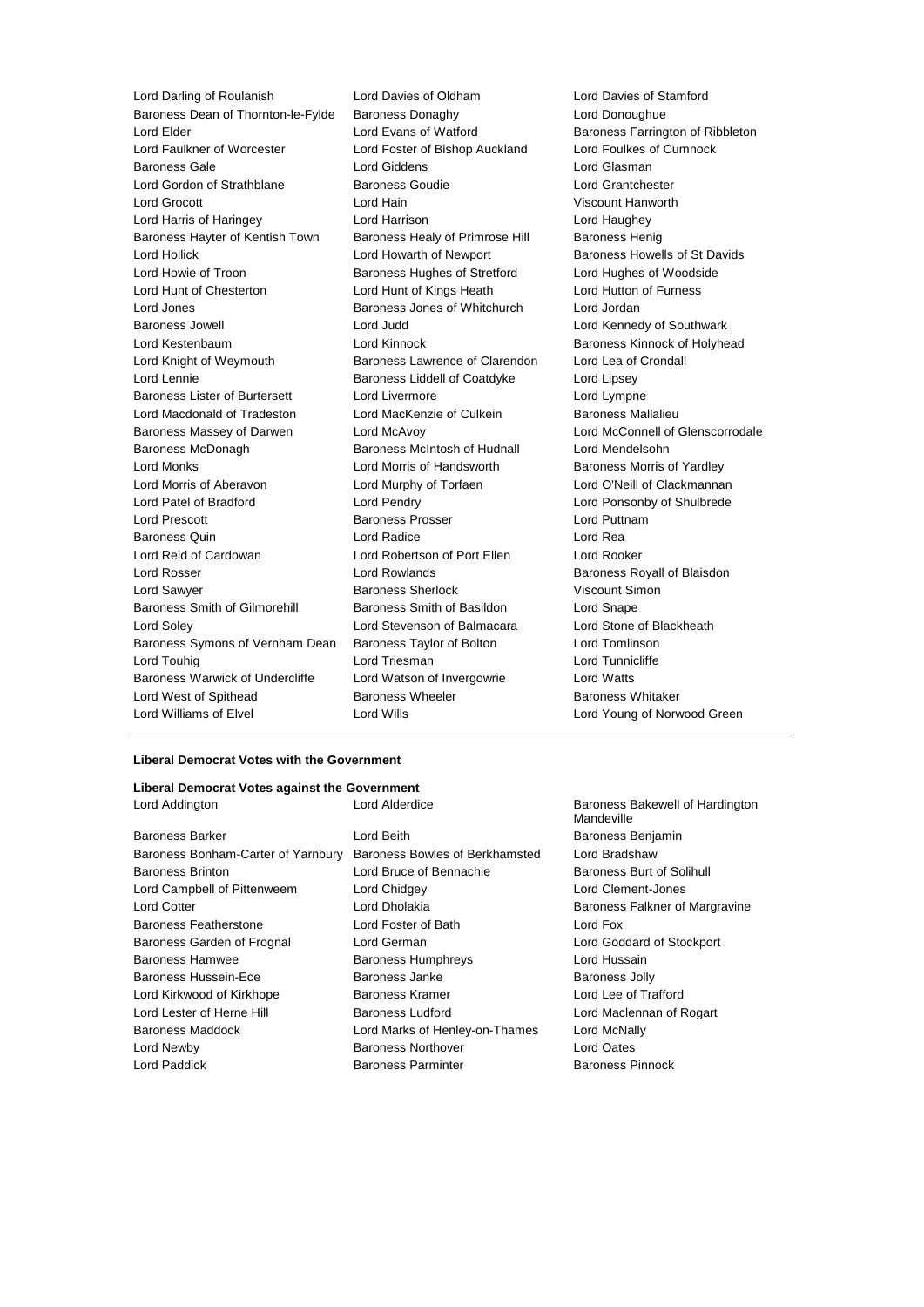Lord Darling of Roulanish
Lord Davies of Oldham
Lord Davies of Stamford
Baroness Dean of Thornton-le-Fylde
Baroness Donaghy
Lord Donoughue
Lord Elder
Lord Evans of Watford
Baroness Farrington of Ribbleton
Lord Faulkner of Worcester
Lord Foster of Bishop Auckland
Lord Foulkes of Cumnock
Baroness Gale
Lord Giddens
Lord Glasman
Lord Gordon of Strathblane
Baroness Goudie
Lord Grantchester
Lord Grocott
Lord Hain
Viscount Hanworth
Lord Harris of Haringey
Lord Harrison
Lord Haughey
Baroness Hayter of Kentish Town
Baroness Healy of Primrose Hill
Baroness Henig
Lord Hollick
Lord Howarth of Newport
Baroness Howells of St Davids
Lord Howie of Troon
Baroness Hughes of Stretford
Lord Hughes of Woodside
Lord Hunt of Chesterton
Lord Hunt of Kings Heath
Lord Hutton of Furness
Lord Jones
Baroness Jones of Whitchurch
Lord Jordan
Baroness Jowell
Lord Judd
Lord Kennedy of Southwark
Lord Kestenbaum
Lord Kinnock
Baroness Kinnock of Holyhead
Lord Knight of Weymouth
Baroness Lawrence of Clarendon
Lord Lea of Crondall
Lord Lennie
Baroness Liddell of Coatdyke
Lord Lipsey
Baroness Lister of Burtersett
Lord Livermore
Lord Lympne
Lord Macdonald of Tradeston
Lord MacKenzie of Culkein
Baroness Mallalieu
Baroness Massey of Darwen
Lord McAvoy
Lord McConnell of Glenscorrodale
Baroness McDonagh
Baroness McIntosh of Hudnall
Lord Mendelsohn
Lord Monks
Lord Morris of Handsworth
Baroness Morris of Yardley
Lord Morris of Aberavon
Lord Murphy of Torfaen
Lord O'Neill of Clackmannan
Lord Patel of Bradford
Lord Pendry
Lord Ponsonby of Shulbrede
Lord Prescott
Baroness Prosser
Lord Puttnam
Baroness Quin
Lord Radice
Lord Rea
Lord Reid of Cardowan
Lord Robertson of Port Ellen
Lord Rooker
Lord Rosser
Lord Rowlands
Baroness Royall of Blaisdon
Lord Sawyer
Baroness Sherlock
Viscount Simon
Baroness Smith of Gilmorehill
Baroness Smith of Basildon
Lord Snape
Lord Soley
Lord Stevenson of Balmacara
Lord Stone of Blackheath
Baroness Symons of Vernham Dean
Baroness Taylor of Bolton
Lord Tomlinson
Lord Touhig
Lord Triesman
Lord Tunnicliffe
Baroness Warwick of Undercliffe
Lord Watson of Invergowrie
Lord Watts
Lord West of Spithead
Baroness Wheeler
Baroness Whitaker
Lord Williams of Elvel
Lord Wills
Lord Young of Norwood Green

---

**Liberal Democrat Votes with the Government**

**Liberal Democrat Votes against the Government**

Lord Addington
Lord Alderdice
Baroness Bakewell of Hardington Mandeville
Baroness Barker
Lord Beith
Baroness Benjamin
Baroness Bonham-Carter of Yarnbury
Baroness Bowles of Berkhamsted
Lord Bradshaw
Baroness Brinton
Lord Bruce of Bennachie
Baroness Burt of Solihull
Lord Campbell of Pittenweem
Lord Chidgey
Lord Clement-Jones
Lord Cotter
Lord Dholakia
Baroness Falkner of Margravine
Baroness Featherstone
Lord Foster of Bath
Lord Fox
Baroness Garden of Frognal
Lord German
Lord Goddard of Stockport
Baroness Hamwee
Baroness Humphreys
Lord Hussain
Baroness Hussein-Ece
Baroness Janke
Baroness Jolly
Lord Kirkwood of Kirkhope
Baroness Kramer
Lord Lee of Trafford
Lord Lester of Herne Hill
Baroness Ludford
Lord Maclennan of Rogart
Baroness Maddock
Lord Marks of Henley-on-Thames
Lord McNally
Lord Newby
Baroness Northover
Lord Oates
Lord Paddick
Baroness Parminter
Baroness Pinnock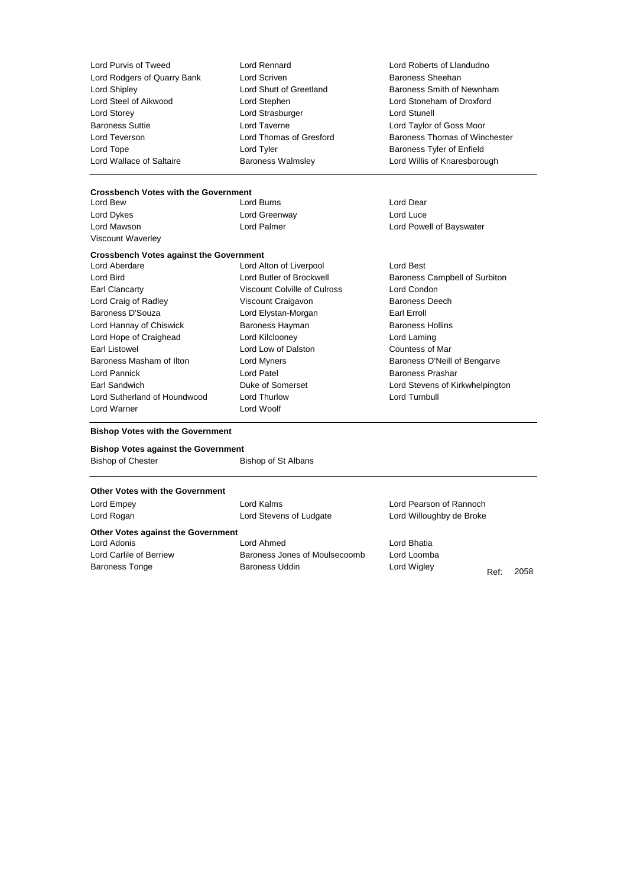Lord Purvis of Tweed, Lord Rennard, Lord Roberts of Llandudno, Lord Rodgers of Quarry Bank, Lord Scriven, Baroness Sheehan, Lord Shipley, Lord Shutt of Greetland, Baroness Smith of Newnham, Lord Steel of Aikwood, Lord Stephen, Lord Stoneham of Droxford, Lord Storey, Lord Strasburger, Lord Stunell, Baroness Suttie, Lord Taverne, Lord Taylor of Goss Moor, Lord Teverson, Lord Thomas of Gresford, Baroness Thomas of Winchester, Lord Tope, Lord Tyler, Baroness Tyler of Enfield, Lord Wallace of Saltaire, Baroness Walmsley, Lord Willis of Knaresborough

**Crossbench Votes with the Government**

Lord Bew, Lord Burns, Lord Dear, Lord Dykes, Lord Greenway, Lord Luce, Lord Mawson, Lord Palmer, Lord Powell of Bayswater, Viscount Waverley

**Crossbench Votes against the Government**

Lord Aberdare, Lord Alton of Liverpool, Lord Best, Lord Bird, Lord Butler of Brockwell, Baroness Campbell of Surbiton, Earl Clancarty, Viscount Colville of Culross, Lord Condon, Lord Craig of Radley, Viscount Craigavon, Baroness Deech, Baroness D'Souza, Lord Elystan-Morgan, Earl Erroll, Lord Hannay of Chiswick, Baroness Hayman, Baroness Hollins, Lord Hope of Craighead, Lord Kilclooney, Lord Laming, Earl Listowel, Lord Low of Dalston, Countess of Mar, Baroness Masham of Ilton, Lord Myners, Baroness O'Neill of Bengarve, Lord Pannick, Lord Patel, Baroness Prashar, Earl Sandwich, Duke of Somerset, Lord Stevens of Kirkwhelpington, Lord Sutherland of Houndwood, Lord Thurlow, Lord Turnbull, Lord Warner, Lord Woolf

**Bishop Votes with the Government**

**Bishop Votes against the Government**

Bishop of Chester, Bishop of St Albans

**Other Votes with the Government**

Lord Empey, Lord Kalms, Lord Pearson of Rannoch, Lord Rogan, Lord Stevens of Ludgate, Lord Willoughby de Broke

**Other Votes against the Government**

Lord Adonis, Lord Ahmed, Lord Bhatia, Lord Carlile of Berriew, Baroness Jones of Moulsecoomb, Lord Loomba, Baroness Tonge, Baroness Uddin, Lord Wigley

Ref: 2058